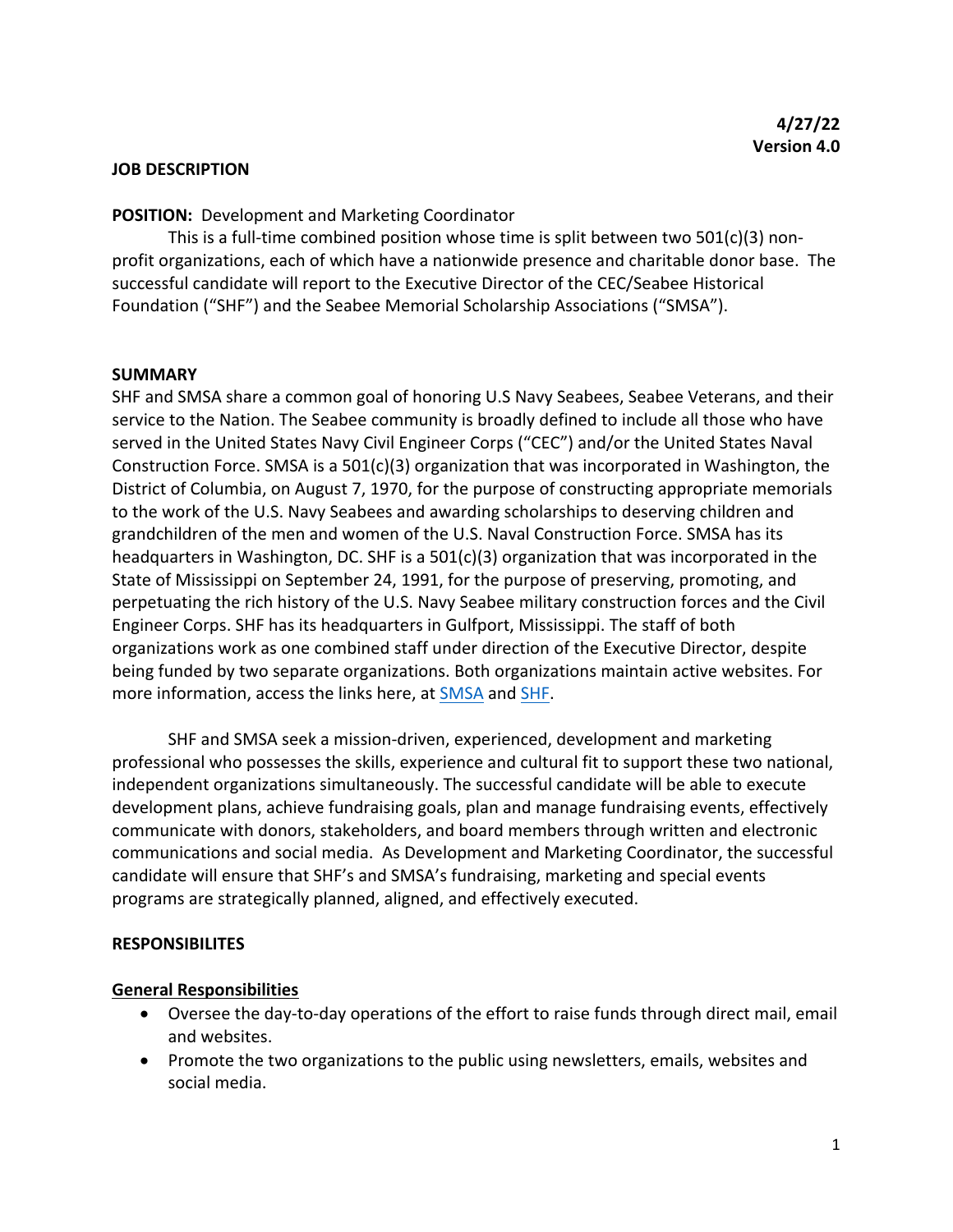**4/27/22**
**Version 4.0**

**JOB DESCRIPTION**

**POSITION:** Development and Marketing Coordinator

This is a full-time combined position whose time is split between two 501(c)(3) non-profit organizations, each of which have a nationwide presence and charitable donor base. The successful candidate will report to the Executive Director of the CEC/Seabee Historical Foundation ("SHF") and the Seabee Memorial Scholarship Associations ("SMSA").

**SUMMARY**

SHF and SMSA share a common goal of honoring U.S Navy Seabees, Seabee Veterans, and their service to the Nation. The Seabee community is broadly defined to include all those who have served in the United States Navy Civil Engineer Corps ("CEC") and/or the United States Naval Construction Force. SMSA is a 501(c)(3) organization that was incorporated in Washington, the District of Columbia, on August 7, 1970, for the purpose of constructing appropriate memorials to the work of the U.S. Navy Seabees and awarding scholarships to deserving children and grandchildren of the men and women of the U.S. Naval Construction Force. SMSA has its headquarters in Washington, DC. SHF is a 501(c)(3) organization that was incorporated in the State of Mississippi on September 24, 1991, for the purpose of preserving, promoting, and perpetuating the rich history of the U.S. Navy Seabee military construction forces and the Civil Engineer Corps. SHF has its headquarters in Gulfport, Mississippi. The staff of both organizations work as one combined staff under direction of the Executive Director, despite being funded by two separate organizations. Both organizations maintain active websites. For more information, access the links here, at SMSA and SHF.

SHF and SMSA seek a mission-driven, experienced, development and marketing professional who possesses the skills, experience and cultural fit to support these two national, independent organizations simultaneously. The successful candidate will be able to execute development plans, achieve fundraising goals, plan and manage fundraising events, effectively communicate with donors, stakeholders, and board members through written and electronic communications and social media. As Development and Marketing Coordinator, the successful candidate will ensure that SHF's and SMSA's fundraising, marketing and special events programs are strategically planned, aligned, and effectively executed.

**RESPONSIBILITES**

**General Responsibilities**

- Oversee the day-to-day operations of the effort to raise funds through direct mail, email and websites.
- Promote the two organizations to the public using newsletters, emails, websites and social media.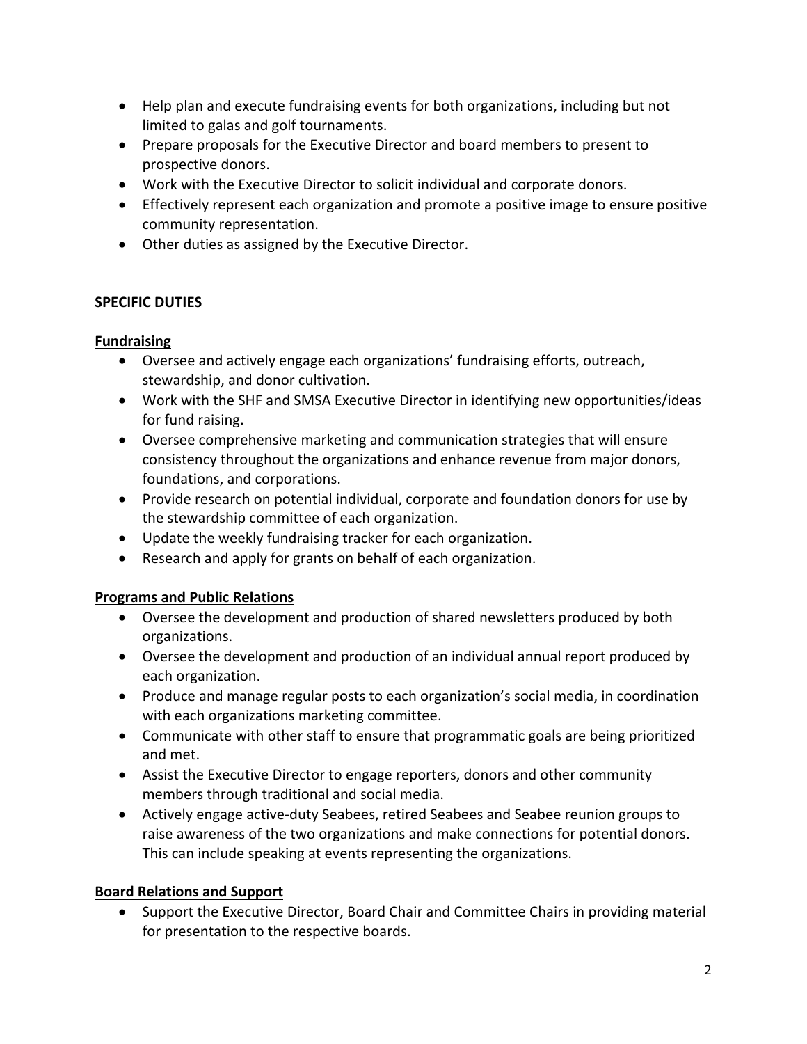- Help plan and execute fundraising events for both organizations, including but not limited to galas and golf tournaments.
- Prepare proposals for the Executive Director and board members to present to prospective donors.
- Work with the Executive Director to solicit individual and corporate donors.
- Effectively represent each organization and promote a positive image to ensure positive community representation.
- Other duties as assigned by the Executive Director.

**SPECIFIC DUTIES**

**Fundraising**

- Oversee and actively engage each organizations' fundraising efforts, outreach, stewardship, and donor cultivation.
- Work with the SHF and SMSA Executive Director in identifying new opportunities/ideas for fund raising.
- Oversee comprehensive marketing and communication strategies that will ensure consistency throughout the organizations and enhance revenue from major donors, foundations, and corporations.
- Provide research on potential individual, corporate and foundation donors for use by the stewardship committee of each organization.
- Update the weekly fundraising tracker for each organization.
- Research and apply for grants on behalf of each organization.

**Programs and Public Relations**

- Oversee the development and production of shared newsletters produced by both organizations.
- Oversee the development and production of an individual annual report produced by each organization.
- Produce and manage regular posts to each organization's social media, in coordination with each organizations marketing committee.
- Communicate with other staff to ensure that programmatic goals are being prioritized and met.
- Assist the Executive Director to engage reporters, donors and other community members through traditional and social media.
- Actively engage active-duty Seabees, retired Seabees and Seabee reunion groups to raise awareness of the two organizations and make connections for potential donors. This can include speaking at events representing the organizations.

**Board Relations and Support**

- Support the Executive Director, Board Chair and Committee Chairs in providing material for presentation to the respective boards.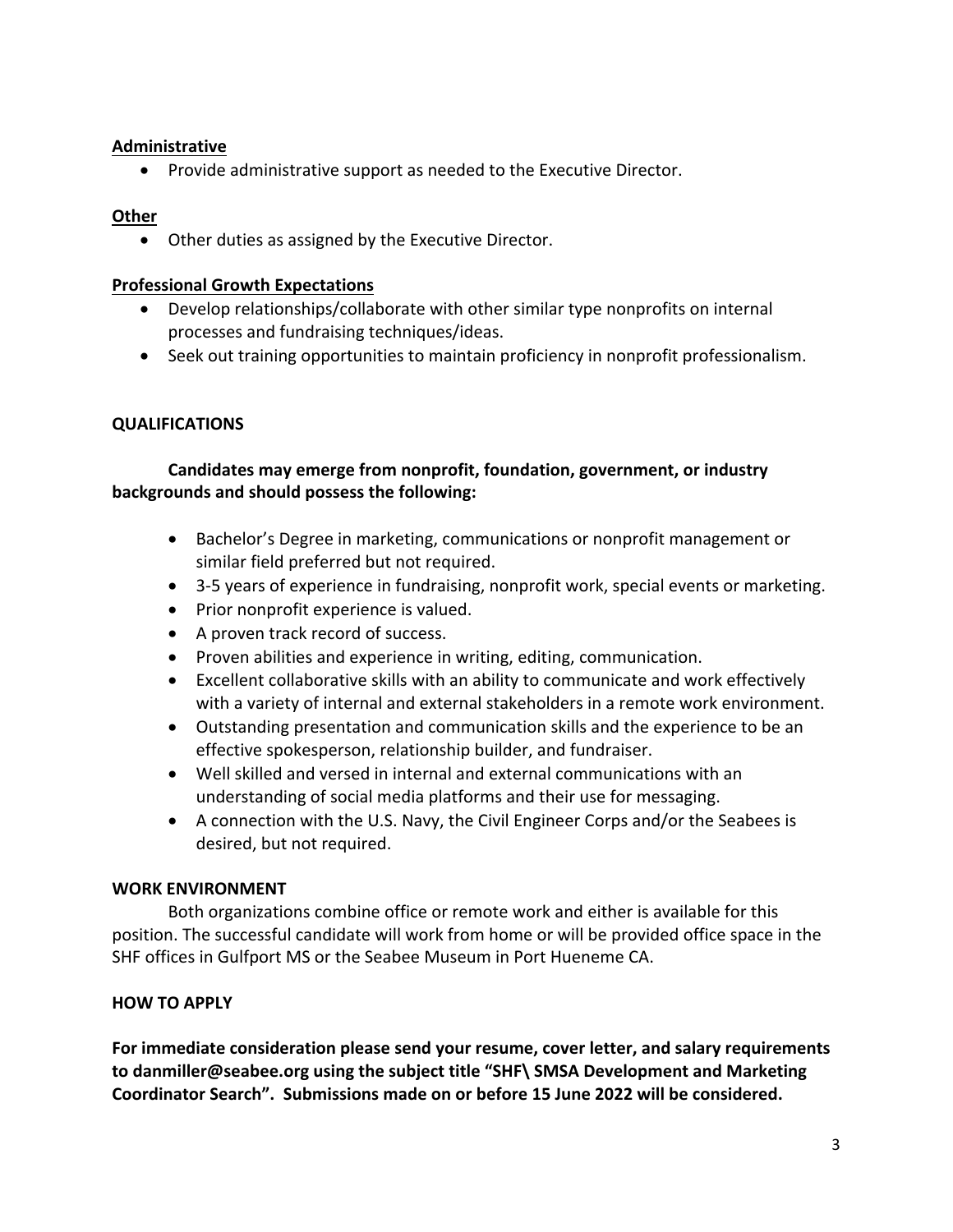**Administrative**

- Provide administrative support as needed to the Executive Director.

**Other**

- Other duties as assigned by the Executive Director.

**Professional Growth Expectations**

- Develop relationships/collaborate with other similar type nonprofits on internal processes and fundraising techniques/ideas.
- Seek out training opportunities to maintain proficiency in nonprofit professionalism.

## QUALIFICATIONS

**Candidates may emerge from nonprofit, foundation, government, or industry backgrounds and should possess the following:**

- Bachelor's Degree in marketing, communications or nonprofit management or similar field preferred but not required.
- 3-5 years of experience in fundraising, nonprofit work, special events or marketing.
- Prior nonprofit experience is valued.
- A proven track record of success.
- Proven abilities and experience in writing, editing, communication.
- Excellent collaborative skills with an ability to communicate and work effectively with a variety of internal and external stakeholders in a remote work environment.
- Outstanding presentation and communication skills and the experience to be an effective spokesperson, relationship builder, and fundraiser.
- Well skilled and versed in internal and external communications with an understanding of social media platforms and their use for messaging.
- A connection with the U.S. Navy, the Civil Engineer Corps and/or the Seabees is desired, but not required.

## WORK ENVIRONMENT

Both organizations combine office or remote work and either is available for this position. The successful candidate will work from home or will be provided office space in the SHF offices in Gulfport MS or the Seabee Museum in Port Hueneme CA.

## HOW TO APPLY

**For immediate consideration please send your resume, cover letter, and salary requirements to danmiller@seabee.org using the subject title "SHF\ SMSA Development and Marketing Coordinator Search". Submissions made on or before 15 June 2022 will be considered.**